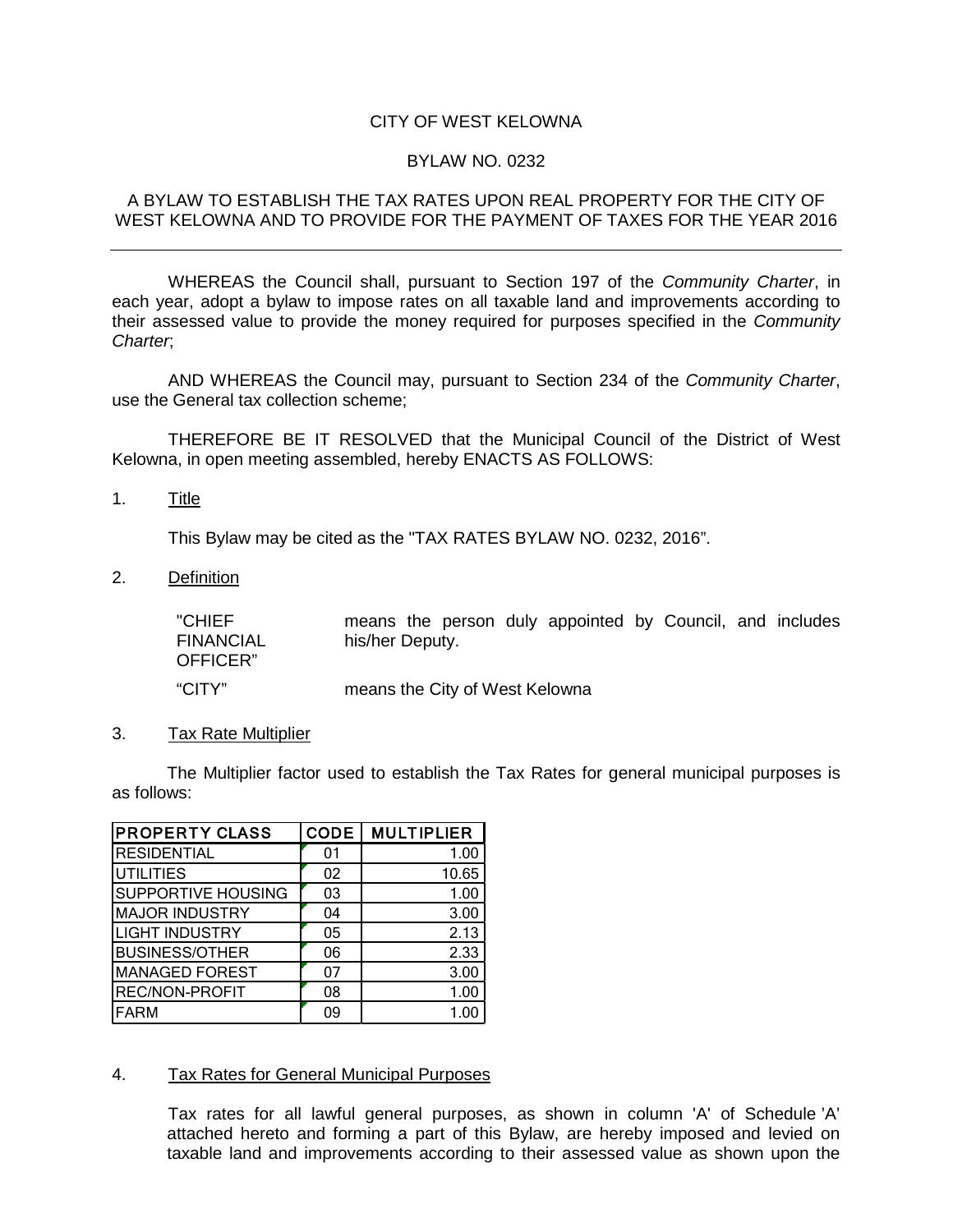CITY OF WEST KELOWNA

BYLAW NO. 0232

A BYLAW TO ESTABLISH THE TAX RATES UPON REAL PROPERTY FOR THE CITY OF WEST KELOWNA AND TO PROVIDE FOR THE PAYMENT OF TAXES FOR THE YEAR 2016

---

WHEREAS the Council shall, pursuant to Section 197 of the *Community Charter*, in each year, adopt a bylaw to impose rates on all taxable land and improvements according to their assessed value to provide the money required for purposes specified in the *Community Charter*;

AND WHEREAS the Council may, pursuant to Section 234 of the *Community Charter*, use the General tax collection scheme;

THEREFORE BE IT RESOLVED that the Municipal Council of the District of West Kelowna, in open meeting assembled, hereby ENACTS AS FOLLOWS:

1. Title

   This Bylaw may be cited as the "TAX RATES BYLAW NO. 0232, 2016".

2. Definition

   | | |
   |---|---|
   | "CHIEF FINANCIAL OFFICER" | means the person duly appointed by Council, and includes his/her Deputy. |
   | "CITY" | means the City of West Kelowna |

3. Tax Rate Multiplier

   The Multiplier factor used to establish the Tax Rates for general municipal purposes is as follows:

| PROPERTY CLASS | CODE | MULTIPLIER |
|---|---|---|
| RESIDENTIAL | 01 | 1.00 |
| UTILITIES | 02 | 10.65 |
| SUPPORTIVE HOUSING | 03 | 1.00 |
| MAJOR INDUSTRY | 04 | 3.00 |
| LIGHT INDUSTRY | 05 | 2.13 |
| BUSINESS/OTHER | 06 | 2.33 |
| MANAGED FOREST | 07 | 3.00 |
| REC/NON-PROFIT | 08 | 1.00 |
| FARM | 09 | 1.00 |

4. Tax Rates for General Municipal Purposes

   Tax rates for all lawful general purposes, as shown in column 'A' of Schedule 'A' attached hereto and forming a part of this Bylaw, are hereby imposed and levied on taxable land and improvements according to their assessed value as shown upon the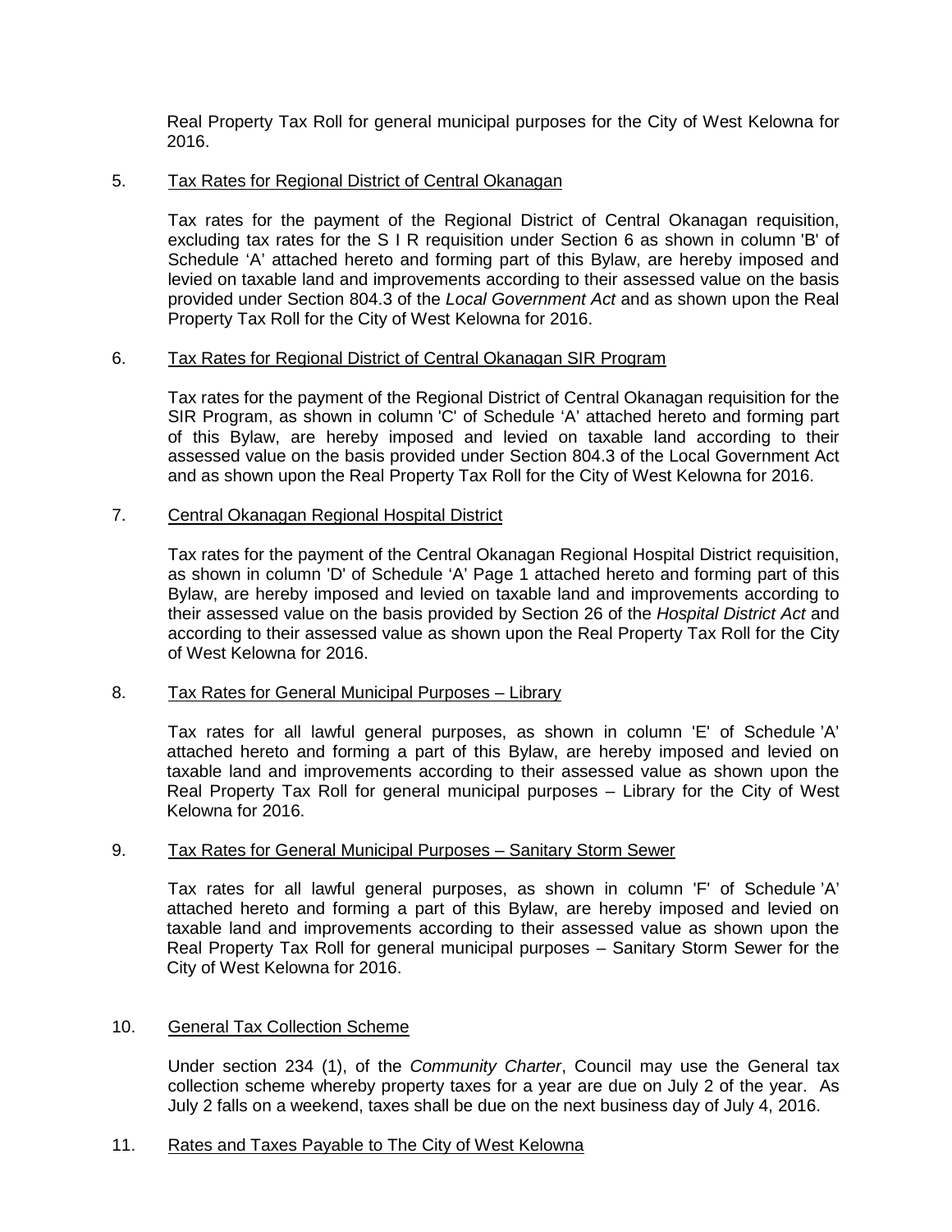Real Property Tax Roll for general municipal purposes for the City of West Kelowna for 2016.

5. Tax Rates for Regional District of Central Okanagan

Tax rates for the payment of the Regional District of Central Okanagan requisition, excluding tax rates for the S I R requisition under Section 6 as shown in column 'B' of Schedule 'A' attached hereto and forming part of this Bylaw, are hereby imposed and levied on taxable land and improvements according to their assessed value on the basis provided under Section 804.3 of the *Local Government Act* and as shown upon the Real Property Tax Roll for the City of West Kelowna for 2016.

6. Tax Rates for Regional District of Central Okanagan SIR Program

Tax rates for the payment of the Regional District of Central Okanagan requisition for the SIR Program, as shown in column 'C' of Schedule 'A' attached hereto and forming part of this Bylaw, are hereby imposed and levied on taxable land according to their assessed value on the basis provided under Section 804.3 of the Local Government Act and as shown upon the Real Property Tax Roll for the City of West Kelowna for 2016.

7. Central Okanagan Regional Hospital District

Tax rates for the payment of the Central Okanagan Regional Hospital District requisition, as shown in column 'D' of Schedule 'A' Page 1 attached hereto and forming part of this Bylaw, are hereby imposed and levied on taxable land and improvements according to their assessed value on the basis provided by Section 26 of the *Hospital District Act* and according to their assessed value as shown upon the Real Property Tax Roll for the City of West Kelowna for 2016.

8. Tax Rates for General Municipal Purposes – Library

Tax rates for all lawful general purposes, as shown in column 'E' of Schedule 'A' attached hereto and forming a part of this Bylaw, are hereby imposed and levied on taxable land and improvements according to their assessed value as shown upon the Real Property Tax Roll for general municipal purposes – Library for the City of West Kelowna for 2016.

9. Tax Rates for General Municipal Purposes – Sanitary Storm Sewer

Tax rates for all lawful general purposes, as shown in column 'F' of Schedule 'A' attached hereto and forming a part of this Bylaw, are hereby imposed and levied on taxable land and improvements according to their assessed value as shown upon the Real Property Tax Roll for general municipal purposes – Sanitary Storm Sewer for the City of West Kelowna for 2016.

10. General Tax Collection Scheme

Under section 234 (1), of the *Community Charter*, Council may use the General tax collection scheme whereby property taxes for a year are due on July 2 of the year. As July 2 falls on a weekend, taxes shall be due on the next business day of July 4, 2016.

11. Rates and Taxes Payable to The City of West Kelowna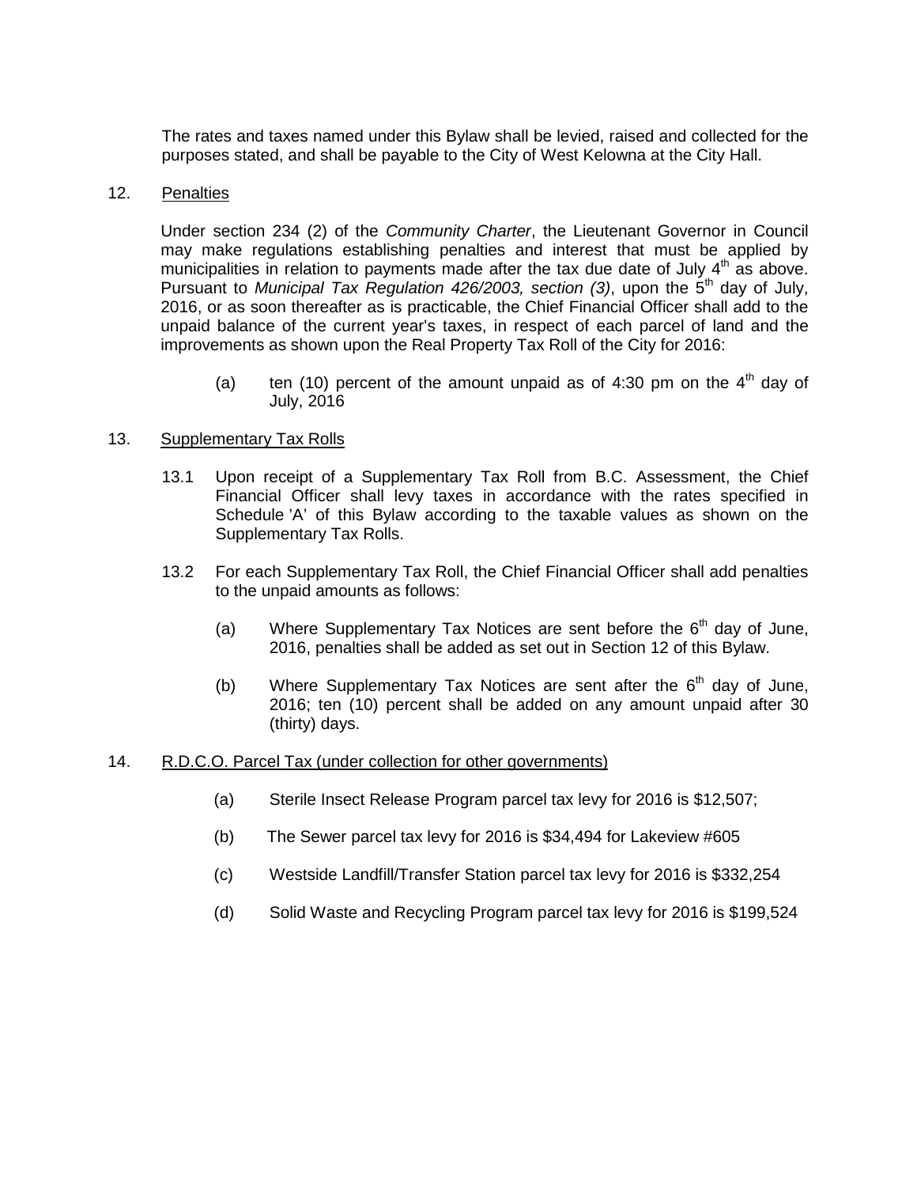The rates and taxes named under this Bylaw shall be levied, raised and collected for the purposes stated, and shall be payable to the City of West Kelowna at the City Hall.

12. Penalties

Under section 234 (2) of the *Community Charter*, the Lieutenant Governor in Council may make regulations establishing penalties and interest that must be applied by municipalities in relation to payments made after the tax due date of July 4th as above. Pursuant to *Municipal Tax Regulation 426/2003, section (3)*, upon the 5th day of July, 2016, or as soon thereafter as is practicable, the Chief Financial Officer shall add to the unpaid balance of the current year's taxes, in respect of each parcel of land and the improvements as shown upon the Real Property Tax Roll of the City for 2016:

(a) ten (10) percent of the amount unpaid as of 4:30 pm on the 4th day of July, 2016

13. Supplementary Tax Rolls

13.1 Upon receipt of a Supplementary Tax Roll from B.C. Assessment, the Chief Financial Officer shall levy taxes in accordance with the rates specified in Schedule 'A' of this Bylaw according to the taxable values as shown on the Supplementary Tax Rolls.

13.2 For each Supplementary Tax Roll, the Chief Financial Officer shall add penalties to the unpaid amounts as follows:

(a) Where Supplementary Tax Notices are sent before the 6th day of June, 2016, penalties shall be added as set out in Section 12 of this Bylaw.

(b) Where Supplementary Tax Notices are sent after the 6th day of June, 2016; ten (10) percent shall be added on any amount unpaid after 30 (thirty) days.

14. R.D.C.O. Parcel Tax (under collection for other governments)

(a) Sterile Insect Release Program parcel tax levy for 2016 is $12,507;

(b) The Sewer parcel tax levy for 2016 is $34,494 for Lakeview #605

(c) Westside Landfill/Transfer Station parcel tax levy for 2016 is $332,254

(d) Solid Waste and Recycling Program parcel tax levy for 2016 is $199,524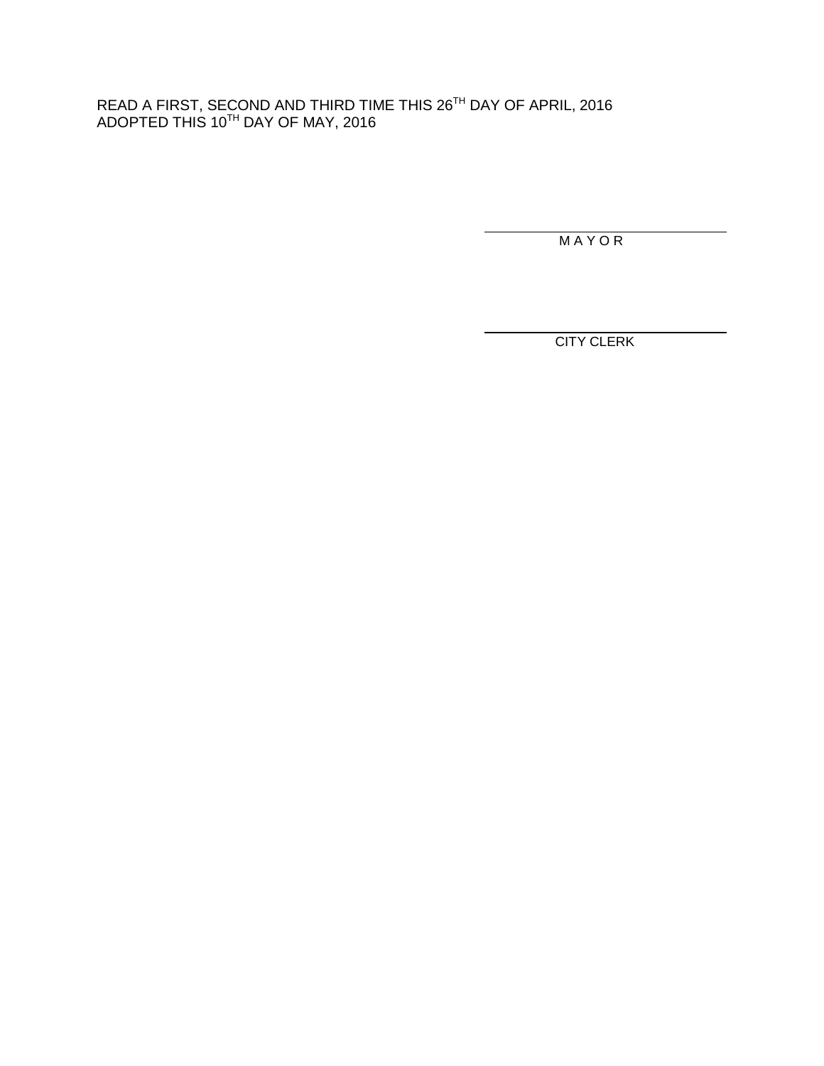READ A FIRST, SECOND AND THIRD TIME THIS 26$^{TH}$ DAY OF APRIL, 2016
ADOPTED THIS 10$^{TH}$ DAY OF MAY, 2016

\_\_\_\_\_\_\_\_\_\_\_\_\_\_\_\_\_\_\_\_\_\_\_\_\_\_\_\_\_\_

M A Y O R

\_\_\_\_\_\_\_\_\_\_\_\_\_\_\_\_\_\_\_\_\_\_\_\_\_\_\_\_\_\_

CITY CLERK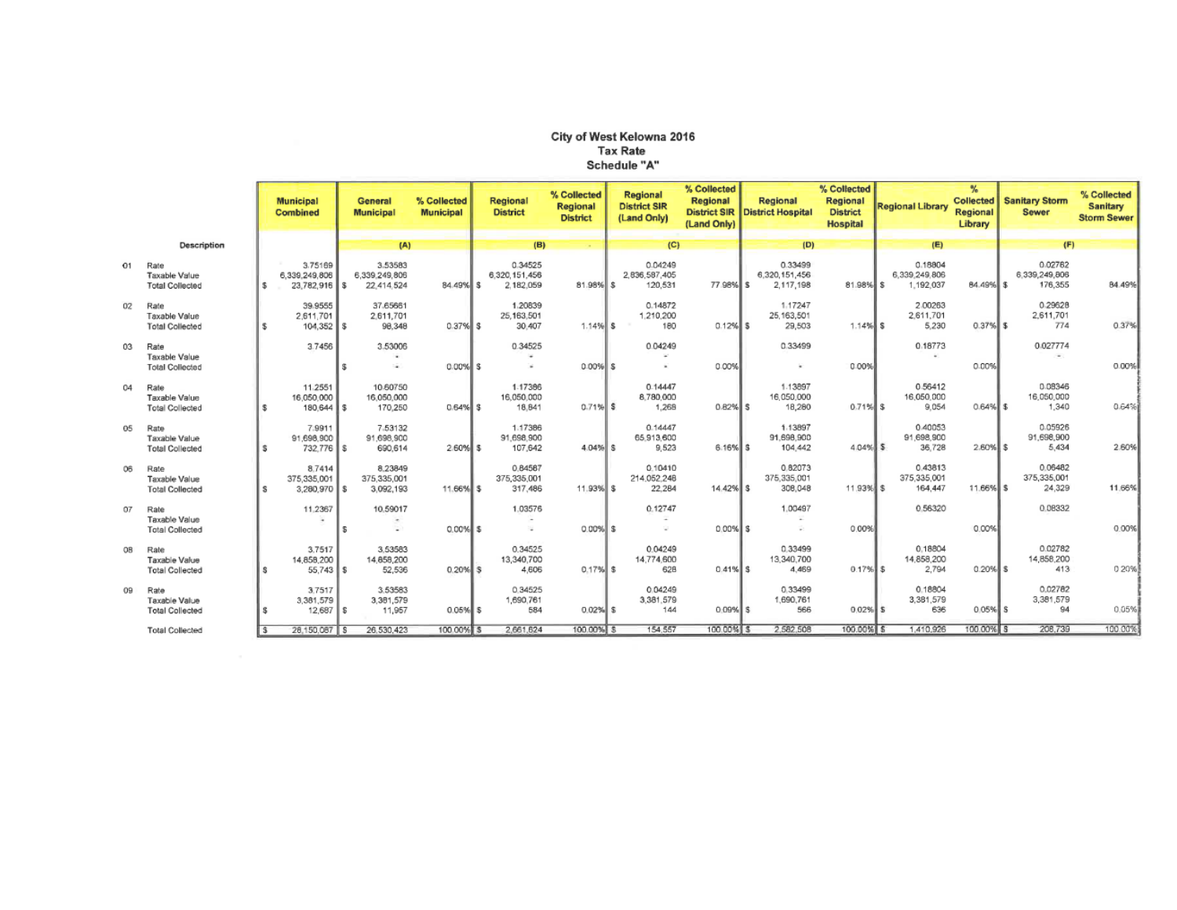# City of West Kelowna 2016
## Tax Rate
## Schedule "A"

| | Description | Municipal Combined | General Municipal | % Collected Municipal | Regional District | % Collected Regional District | Regional District SIR (Land Only) | % Collected Regional District SIR (Land Only) | Regional District Hospital | % Collected Regional District Hospital | Regional Library | % Collected Regional Library | Sanitary Storm Sewer | % Collected Sanitary Storm Sewer |
|---|---|---|---|---|---|---|---|---|---|---|---|---|---|---|
| | | | (A) | | (B) | | (C) | | (D) | | (E) | | (F) | |
| 01 | Rate | 3.75169 | 3.53583 | | 0.34525 | | 0.04249 | | 0.33499 | | 0.18804 | | 0.02782 | |
| | Taxable Value | 6,339,249,806 | 6,339,249,806 | | 6,320,151,456 | | 2,836,587,405 | | 6,320,151,456 | | 6,339,249,806 | | 6,339,249,806 | |
| | Total Collected | $ 23,782,916 | $ 22,414,524 | 84.49% | $ 2,182,059 | 81.98% | $ 120,531 | 77.98% | $ 2,117,198 | 81.98% | $ 1,192,037 | 84.49% | $ 176,355 | 84.49% |
| 02 | Rate | 39.9555 | 37.65661 | | 1.20839 | | 0.14872 | | 1.17247 | | 2.00263 | | 0.29628 | |
| | Taxable Value | 2,611,701 | 2,611,701 | | 25,163,501 | | 1,210,200 | | 25,163,501 | | 2,611,701 | | 2,611,701 | |
| | Total Collected | $ 104,352 | $ 98,348 | 0.37% | $ 30,407 | 1.14% | $ 180 | 0.12% | $ 29,503 | 1.14% | $ 5,230 | 0.37% | $ 774 | 0.37% |
| 03 | Rate | 3.7456 | 3.53006 | | 0.34525 | | 0.04249 | | 0.33499 | | 0.18773 | | 0.027774 | |
| | Taxable Value | | - | | - | | - | | - | | - | | - | |
| | Total Collected | | $ - | 0.00% | $ - | 0.00% | $ - | 0.00% | - | 0.00% | | 0.00% | | 0.00% |
| 04 | Rate | 11.2551 | 10.60750 | | 1.17386 | | 0.14447 | | 1.13897 | | 0.56412 | | 0.08346 | |
| | Taxable Value | 16,050,000 | 16,050,000 | | 16,050,000 | | 8,780,000 | | 16,050,000 | | 16,050,000 | | 16,050,000 | |
| | Total Collected | $ 180,644 | $ 170,250 | 0.64% | $ 18,841 | 0.71% | $ 1,268 | 0.82% | $ 18,280 | 0.71% | $ 9,054 | 0.64% | $ 1,340 | 0.64% |
| 05 | Rate | 7.9911 | 7.53132 | | 1.17386 | | 0.14447 | | 1.13897 | | 0.40053 | | 0.05926 | |
| | Taxable Value | 91,698,900 | 91,698,900 | | 91,698,900 | | 65,913,600 | | 91,698,900 | | 91,698,900 | | 91,698,900 | |
| | Total Collected | $ 732,776 | $ 690,614 | 2.60% | $ 107,642 | 4.04% | $ 9,523 | 6.16% | $ 104,442 | 4.04% | $ 36,728 | 2.60% | $ 5,434 | 2.60% |
| 06 | Rate | 8.7414 | 8.23849 | | 0.84567 | | 0.10410 | | 0.82073 | | 0.43813 | | 0.06482 | |
| | Taxable Value | 375,335,001 | 375,335,001 | | 375,335,001 | | 214,052,246 | | 375,335,001 | | 375,335,001 | | 375,335,001 | |
| | Total Collected | $ 3,280,970 | $ 3,092,193 | 11.66% | $ 317,486 | 11.93% | $ 22,284 | 14.42% | $ 308,048 | 11.93% | $ 164,447 | 11.66% | $ 24,329 | 11.66% |
| 07 | Rate | 11.2367 | 10.59017 | | 1.03576 | | 0.12747 | | 1.00497 | | 0.56320 | | 0.08332 | |
| | Taxable Value | - | - | | - | | - | | - | | | | | |
| | Total Collected | | $ - | 0.00% | $ - | 0.00% | $ - | 0.00% | $ - | 0.00% | | 0.00% | | 0.00% |
| 08 | Rate | 3.7517 | 3.53583 | | 0.34525 | | 0.04249 | | 0.33499 | | 0.18804 | | 0.02782 | |
| | Taxable Value | 14,858,200 | 14,858,200 | | 13,340,700 | | 14,774,600 | | 13,340,700 | | 14,858,200 | | 14,858,200 | |
| | Total Collected | $ 55,743 | $ 52,536 | 0.20% | $ 4,606 | 0.17% | $ 628 | 0.41% | $ 4,469 | 0.17% | $ 2,794 | 0.20% | $ 413 | 0.20% |
| 09 | Rate | 3.7517 | 3.53583 | | 0.34525 | | 0.04249 | | 0.33499 | | 0.18804 | | 0.02782 | |
| | Taxable Value | 3,381,579 | 3,381,579 | | 1,690,761 | | 3,381,579 | | 1,690,761 | | 3,381,579 | | 3,381,579 | |
| | Total Collected | $ 12,687 | $ 11,957 | 0.05% | $ 584 | 0.02% | $ 144 | 0.09% | $ 566 | 0.02% | $ 636 | 0.05% | $ 94 | 0.05% |
| | Total Collected | $ 28,150,087 | $ 26,530,423 | 100.00% | $ 2,661,624 | 100.00% | $ 154,557 | 100.00% | $ 2,582,508 | 100.00% | $ 1,410,926 | 100.00% | $ 208,739 | 100.00% |